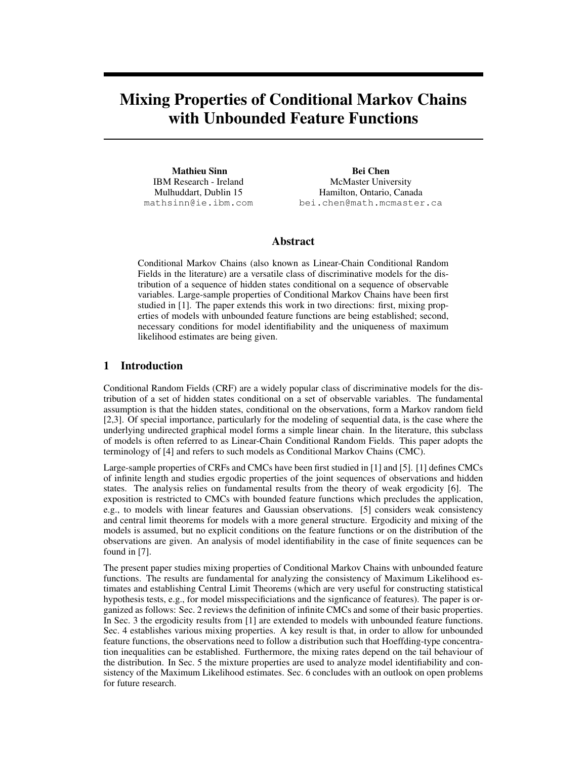# Mixing Properties of Conditional Markov Chains with Unbounded Feature Functions

**Mathieu Sinn**
IBM Research - Ireland
Mulhuddart, Dublin 15
mathsinn@ie.ibm.com

**Bei Chen**
McMaster University
Hamilton, Ontario, Canada
bei.chen@math.mcmaster.ca

## Abstract

Conditional Markov Chains (also known as Linear-Chain Conditional Random Fields in the literature) are a versatile class of discriminative models for the distribution of a sequence of hidden states conditional on a sequence of observable variables. Large-sample properties of Conditional Markov Chains have been first studied in [1]. The paper extends this work in two directions: first, mixing properties of models with unbounded feature functions are being established; second, necessary conditions for model identifiability and the uniqueness of maximum likelihood estimates are being given.

## 1 Introduction

Conditional Random Fields (CRF) are a widely popular class of discriminative models for the distribution of a set of hidden states conditional on a set of observable variables. The fundamental assumption is that the hidden states, conditional on the observations, form a Markov random field [2,3]. Of special importance, particularly for the modeling of sequential data, is the case where the underlying undirected graphical model forms a simple linear chain. In the literature, this subclass of models is often referred to as Linear-Chain Conditional Random Fields. This paper adopts the terminology of [4] and refers to such models as Conditional Markov Chains (CMC).

Large-sample properties of CRFs and CMCs have been first studied in [1] and [5]. [1] defines CMCs of infinite length and studies ergodic properties of the joint sequences of observations and hidden states. The analysis relies on fundamental results from the theory of weak ergodicity [6]. The exposition is restricted to CMCs with bounded feature functions which precludes the application, e.g., to models with linear features and Gaussian observations. [5] considers weak consistency and central limit theorems for models with a more general structure. Ergodicity and mixing of the models is assumed, but no explicit conditions on the feature functions or on the distribution of the observations are given. An analysis of model identifiability in the case of finite sequences can be found in [7].

The present paper studies mixing properties of Conditional Markov Chains with unbounded feature functions. The results are fundamental for analyzing the consistency of Maximum Likelihood estimates and establishing Central Limit Theorems (which are very useful for constructing statistical hypothesis tests, e.g., for model misspecificiations and the signficance of features). The paper is organized as follows: Sec. 2 reviews the definition of infinite CMCs and some of their basic properties. In Sec. 3 the ergodicity results from [1] are extended to models with unbounded feature functions. Sec. 4 establishes various mixing properties. A key result is that, in order to allow for unbounded feature functions, the observations need to follow a distribution such that Hoeffding-type concentration inequalities can be established. Furthermore, the mixing rates depend on the tail behaviour of the distribution. In Sec. 5 the mixture properties are used to analyze model identifiability and consistency of the Maximum Likelihood estimates. Sec. 6 concludes with an outlook on open problems for future research.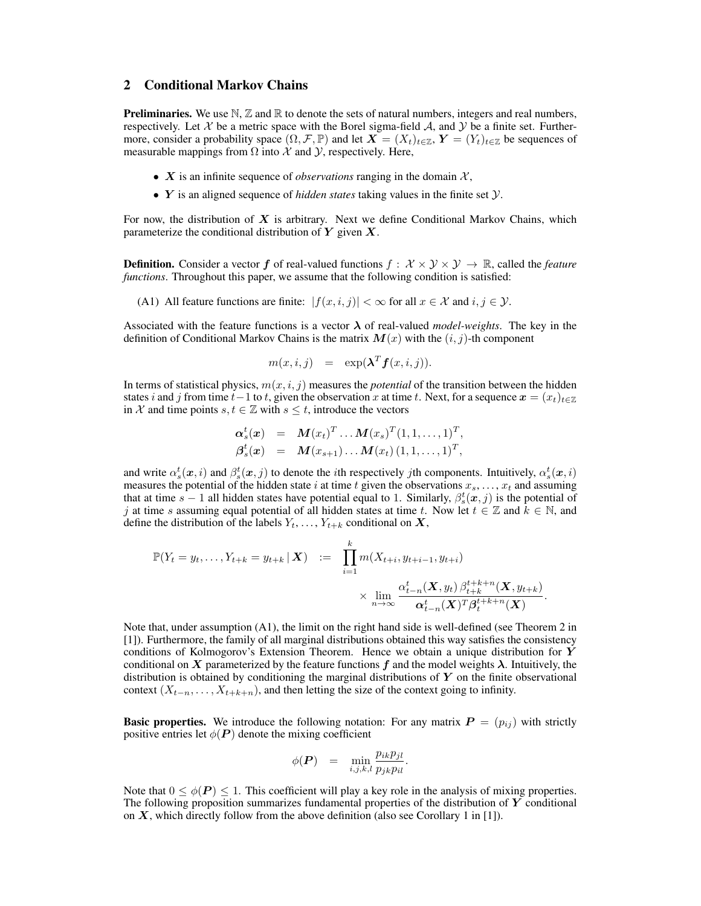## 2 Conditional Markov Chains

**Preliminaries.** We use $\mathbb{N}$, $\mathbb{Z}$ and $\mathbb{R}$ to denote the sets of natural numbers, integers and real numbers, respectively. Let $\mathcal{X}$ be a metric space with the Borel sigma-field $\mathcal{A}$, and $\mathcal{Y}$ be a finite set. Furthermore, consider a probability space $(\Omega, \mathcal{F}, \mathbb{P})$ and let $\boldsymbol{X} = (X_t)_{t\in\mathbb{Z}}$, $\boldsymbol{Y} = (Y_t)_{t\in\mathbb{Z}}$ be sequences of measurable mappings from $\Omega$ into $\mathcal{X}$ and $\mathcal{Y}$, respectively. Here,

- $\boldsymbol{X}$ is an infinite sequence of *observations* ranging in the domain $\mathcal{X}$,
- $\boldsymbol{Y}$ is an aligned sequence of *hidden states* taking values in the finite set $\mathcal{Y}$.

For now, the distribution of $\boldsymbol{X}$ is arbitrary. Next we define Conditional Markov Chains, which parameterize the conditional distribution of $\boldsymbol{Y}$ given $\boldsymbol{X}$.

**Definition.** Consider a vector $\boldsymbol{f}$ of real-valued functions $f : \mathcal{X} \times \mathcal{Y} \times \mathcal{Y} \to \mathbb{R}$, called the *feature functions*. Throughout this paper, we assume that the following condition is satisfied:

(A1) All feature functions are finite: $|f(x, i, j)| < \infty$ for all $x \in \mathcal{X}$ and $i, j \in \mathcal{Y}$.

Associated with the feature functions is a vector $\boldsymbol{\lambda}$ of real-valued *model-weights*. The key in the definition of Conditional Markov Chains is the matrix $\boldsymbol{M}(x)$ with the $(i, j)$-th component

$$m(x, i, j) \quad = \quad \exp(\boldsymbol{\lambda}^T \boldsymbol{f}(x, i, j)).$$

In terms of statistical physics, $m(x, i, j)$ measures the *potential* of the transition between the hidden states $i$ and $j$ from time $t-1$ to $t$, given the observation $x$ at time $t$. Next, for a sequence $\boldsymbol{x} = (x_t)_{t\in\mathbb{Z}}$ in $\mathcal{X}$ and time points $s, t \in \mathbb{Z}$ with $s \leq t$, introduce the vectors

$$\begin{aligned}
\boldsymbol{\alpha}_s^t(\boldsymbol{x}) &= \boldsymbol{M}(x_t)^T \ldots \boldsymbol{M}(x_s)^T (1, 1, \ldots, 1)^T, \\
\boldsymbol{\beta}_s^t(\boldsymbol{x}) &= \boldsymbol{M}(x_{s+1}) \ldots \boldsymbol{M}(x_t)\, (1, 1, \ldots, 1)^T,
\end{aligned}$$

and write $\alpha_s^t(\boldsymbol{x}, i)$ and $\beta_s^t(\boldsymbol{x}, j)$ to denote the $i$th respectively $j$th components. Intuitively, $\alpha_s^t(\boldsymbol{x}, i)$ measures the potential of the hidden state $i$ at time $t$ given the observations $x_s, \ldots, x_t$ and assuming that at time $s-1$ all hidden states have potential equal to 1. Similarly, $\beta_s^t(\boldsymbol{x}, j)$ is the potential of $j$ at time $s$ assuming equal potential of all hidden states at time $t$. Now let $t \in \mathbb{Z}$ and $k \in \mathbb{N}$, and define the distribution of the labels $Y_t, \ldots, Y_{t+k}$ conditional on $\boldsymbol{X}$,

$$\begin{aligned}
\mathbb{P}(Y_t = y_t, \ldots, Y_{t+k} = y_{t+k} \,|\, \boldsymbol{X}) \quad := \quad & \prod_{i=1}^{k} m(X_{t+i}, y_{t+i-1}, y_{t+i}) \\
& \times \lim_{n\to\infty} \frac{\alpha_{t-n}^t(\boldsymbol{X}, y_t)\, \beta_{t+k}^{t+k+n}(\boldsymbol{X}, y_{t+k})}{\boldsymbol{\alpha}_{t-n}^t(\boldsymbol{X})^T \boldsymbol{\beta}_t^{t+k+n}(\boldsymbol{X})}.
\end{aligned}$$

Note that, under assumption (A1), the limit on the right hand side is well-defined (see Theorem 2 in [1]). Furthermore, the family of all marginal distributions obtained this way satisfies the consistency conditions of Kolmogorov's Extension Theorem. Hence we obtain a unique distribution for $\boldsymbol{Y}$ conditional on $\boldsymbol{X}$ parameterized by the feature functions $\boldsymbol{f}$ and the model weights $\boldsymbol{\lambda}$. Intuitively, the distribution is obtained by conditioning the marginal distributions of $\boldsymbol{Y}$ on the finite observational context $(X_{t-n}, \ldots, X_{t+k+n})$, and then letting the size of the context going to infinity.

**Basic properties.** We introduce the following notation: For any matrix $\boldsymbol{P} = (p_{ij})$ with strictly positive entries let $\phi(\boldsymbol{P})$ denote the mixing coefficient

$$\phi(\boldsymbol{P}) \quad = \quad \min_{i,j,k,l} \frac{p_{ik} p_{jl}}{p_{jk} p_{il}}.$$

Note that $0 \leq \phi(\boldsymbol{P}) \leq 1$. This coefficient will play a key role in the analysis of mixing properties. The following proposition summarizes fundamental properties of the distribution of $\boldsymbol{Y}$ conditional on $\boldsymbol{X}$, which directly follow from the above definition (also see Corollary 1 in [1]).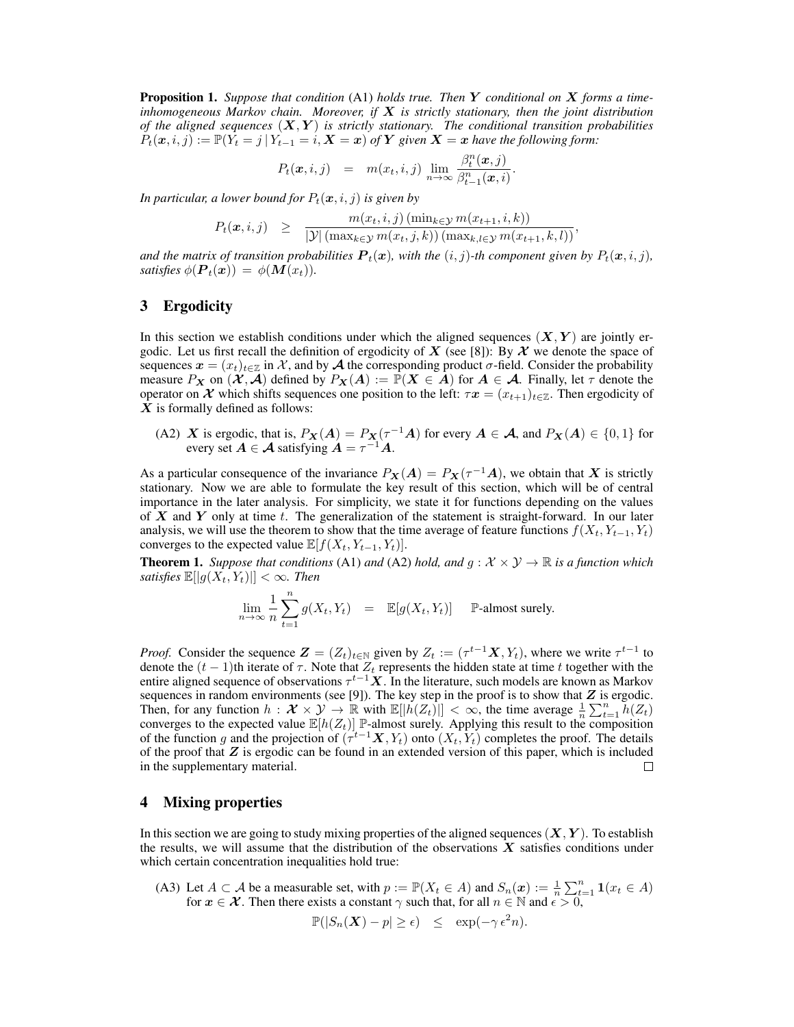**Proposition 1.** *Suppose that condition* (A1) *holds true. Then $\boldsymbol{Y}$ conditional on $\boldsymbol{X}$ forms a time-inhomogeneous Markov chain. Moreover, if $\boldsymbol{X}$ is strictly stationary, then the joint distribution of the aligned sequences $(\boldsymbol{X}, \boldsymbol{Y})$ is strictly stationary. The conditional transition probabilities $P_t(\boldsymbol{x}, i, j) := \mathbb{P}(Y_t = j \,|\, Y_{t-1} = i, \boldsymbol{X} = \boldsymbol{x})$ of $\boldsymbol{Y}$ given $\boldsymbol{X} = \boldsymbol{x}$ have the following form:*

$$P_t(\boldsymbol{x}, i, j) \quad = \quad m(x_t, i, j) \lim_{n\to\infty} \frac{\beta_t^n(\boldsymbol{x}, j)}{\beta_{t-1}^n(\boldsymbol{x}, i)}.$$

*In particular, a lower bound for $P_t(\boldsymbol{x}, i, j)$ is given by*

$$P_t(\boldsymbol{x}, i, j) \quad \geq \quad \frac{m(x_t, i, j) \left(\min_{k\in\mathcal{Y}} m(x_{t+1}, i, k)\right)}{|\mathcal{Y}| \left(\max_{k\in\mathcal{Y}} m(x_t, j, k)\right) \left(\max_{k,l\in\mathcal{Y}} m(x_{t+1}, k, l)\right)},$$

*and the matrix of transition probabilities $\boldsymbol{P}_t(\boldsymbol{x})$, with the $(i,j)$-th component given by $P_t(\boldsymbol{x}, i, j)$, satisfies $\phi(\boldsymbol{P}_t(\boldsymbol{x})) = \phi(\boldsymbol{M}(x_t))$.*

## 3 Ergodicity

In this section we establish conditions under which the aligned sequences $(\boldsymbol{X}, \boldsymbol{Y})$ are jointly ergodic. Let us first recall the definition of ergodicity of $\boldsymbol{X}$ (see [8]): By $\boldsymbol{\mathcal{X}}$ we denote the space of sequences $\boldsymbol{x} = (x_t)_{t\in\mathbb{Z}}$ in $\mathcal{X}$, and by $\boldsymbol{\mathcal{A}}$ the corresponding product $\sigma$-field. Consider the probability measure $P_{\boldsymbol{X}}$ on $(\boldsymbol{\mathcal{X}}, \boldsymbol{\mathcal{A}})$ defined by $P_{\boldsymbol{X}}(\boldsymbol{A}) := \mathbb{P}(\boldsymbol{X} \in \boldsymbol{A})$ for $\boldsymbol{A} \in \boldsymbol{\mathcal{A}}$. Finally, let $\tau$ denote the operator on $\boldsymbol{\mathcal{X}}$ which shifts sequences one position to the left: $\tau\boldsymbol{x} = (x_{t+1})_{t\in\mathbb{Z}}$. Then ergodicity of $\boldsymbol{X}$ is formally defined as follows:

(A2) $\boldsymbol{X}$ is ergodic, that is, $P_{\boldsymbol{X}}(\boldsymbol{A}) = P_{\boldsymbol{X}}(\tau^{-1}\boldsymbol{A})$ for every $\boldsymbol{A} \in \boldsymbol{\mathcal{A}}$, and $P_{\boldsymbol{X}}(\boldsymbol{A}) \in \{0, 1\}$ for every set $\boldsymbol{A} \in \boldsymbol{\mathcal{A}}$ satisfying $\boldsymbol{A} = \tau^{-1}\boldsymbol{A}$.

As a particular consequence of the invariance $P_{\boldsymbol{X}}(\boldsymbol{A}) = P_{\boldsymbol{X}}(\tau^{-1}\boldsymbol{A})$, we obtain that $\boldsymbol{X}$ is strictly stationary. Now we are able to formulate the key result of this section, which will be of central importance in the later analysis. For simplicity, we state it for functions depending on the values of $\boldsymbol{X}$ and $\boldsymbol{Y}$ only at time $t$. The generalization of the statement is straight-forward. In our later analysis, we will use the theorem to show that the time average of feature functions $f(X_t, Y_{t-1}, Y_t)$ converges to the expected value $\mathbb{E}[f(X_t, Y_{t-1}, Y_t)]$.

**Theorem 1.** *Suppose that conditions* (A1) *and* (A2) *hold, and $g : \mathcal{X} \times \mathcal{Y} \to \mathbb{R}$ is a function which satisfies $\mathbb{E}[|g(X_t, Y_t)|] < \infty$. Then*

$$\lim_{n\to\infty} \frac{1}{n} \sum_{t=1}^{n} g(X_t, Y_t) \quad = \quad \mathbb{E}[g(X_t, Y_t)] \qquad \mathbb{P}\text{-almost surely.}$$

*Proof.* Consider the sequence $\boldsymbol{Z} = (Z_t)_{t\in\mathbb{N}}$ given by $Z_t := (\tau^{t-1}\boldsymbol{X}, Y_t)$, where we write $\tau^{t-1}$ to denote the $(t-1)$th iterate of $\tau$. Note that $Z_t$ represents the hidden state at time $t$ together with the entire aligned sequence of observations $\tau^{t-1}\boldsymbol{X}$. In the literature, such models are known as Markov sequences in random environments (see [9]). The key step in the proof is to show that $\boldsymbol{Z}$ is ergodic. Then, for any function $h : \boldsymbol{\mathcal{X}} \times \mathcal{Y} \to \mathbb{R}$ with $\mathbb{E}[|h(Z_t)|] < \infty$, the time average $\frac{1}{n}\sum_{t=1}^{n} h(Z_t)$ converges to the expected value $\mathbb{E}[h(Z_t)]$ $\mathbb{P}$-almost surely. Applying this result to the composition of the function $g$ and the projection of $(\tau^{t-1}\boldsymbol{X}, Y_t)$ onto $(X_t, Y_t)$ completes the proof. The details of the proof that $\boldsymbol{Z}$ is ergodic can be found in an extended version of this paper, which is included in the supplementary material. $\square$

## 4 Mixing properties

In this section we are going to study mixing properties of the aligned sequences $(\boldsymbol{X}, \boldsymbol{Y})$. To establish the results, we will assume that the distribution of the observations $\boldsymbol{X}$ satisfies conditions under which certain concentration inequalities hold true:

(A3) Let $A \subset \mathcal{A}$ be a measurable set, with $p := \mathbb{P}(X_t \in A)$ and $S_n(\boldsymbol{x}) := \frac{1}{n}\sum_{t=1}^{n} \mathbf{1}(x_t \in A)$ for $\boldsymbol{x} \in \boldsymbol{\mathcal{X}}$. Then there exists a constant $\gamma$ such that, for all $n \in \mathbb{N}$ and $\epsilon > 0$,

$$\mathbb{P}(|S_n(\boldsymbol{X}) - p| \geq \epsilon) \quad \leq \quad \exp(-\gamma\,\epsilon^2 n).$$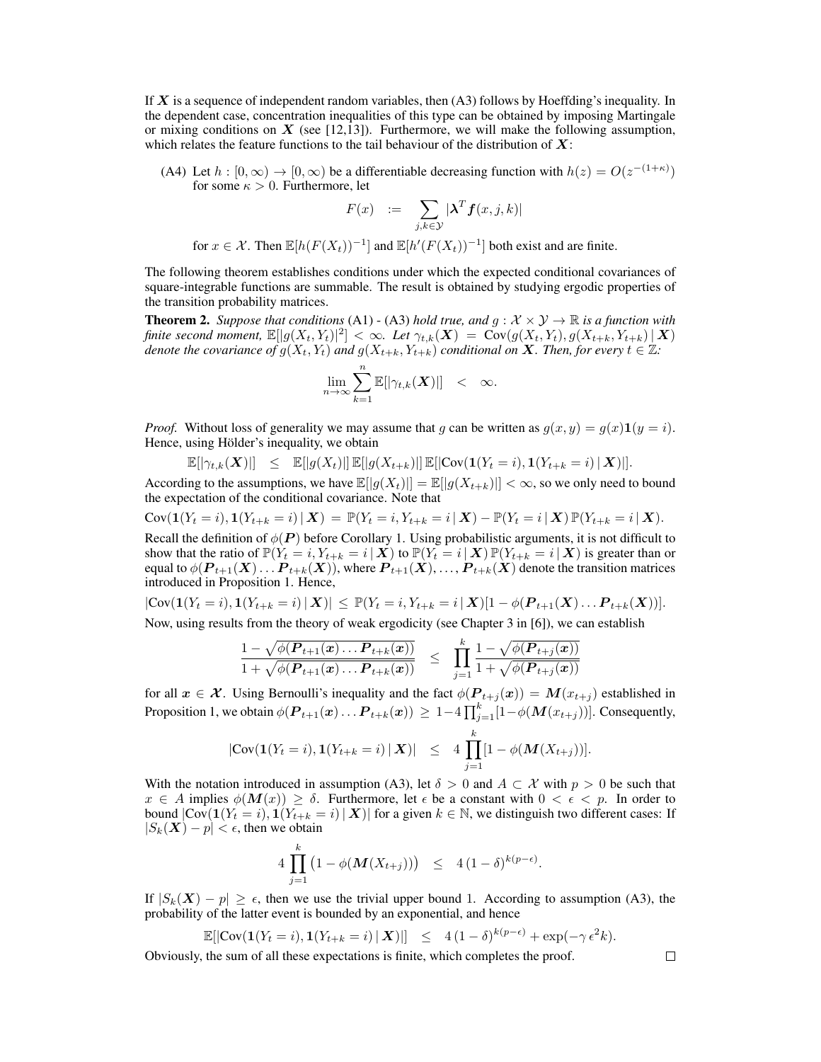If $\boldsymbol{X}$ is a sequence of independent random variables, then (A3) follows by Hoeffding's inequality. In the dependent case, concentration inequalities of this type can be obtained by imposing Martingale or mixing conditions on $\boldsymbol{X}$ (see [12,13]). Furthermore, we will make the following assumption, which relates the feature functions to the tail behaviour of the distribution of $\boldsymbol{X}$:

(A4) Let $h : [0, \infty) \to [0, \infty)$ be a differentiable decreasing function with $h(z) = O(z^{-(1+\kappa)})$ for some $\kappa > 0$. Furthermore, let

$$F(x) \quad := \quad \sum_{j,k \in \mathcal{Y}} |\boldsymbol{\lambda}^T \boldsymbol{f}(x, j, k)|$$

for $x \in \mathcal{X}$. Then $\mathbb{E}[h(F(X_t))^{-1}]$ and $\mathbb{E}[h'(F(X_t))^{-1}]$ both exist and are finite.

The following theorem establishes conditions under which the expected conditional covariances of square-integrable functions are summable. The result is obtained by studying ergodic properties of the transition probability matrices.

**Theorem 2.** *Suppose that conditions* (A1) - (A3) *hold true, and* $g : \mathcal{X} \times \mathcal{Y} \to \mathbb{R}$ *is a function with finite second moment,* $\mathbb{E}[|g(X_t, Y_t)|^2] < \infty$*. Let* $\gamma_{t,k}(\boldsymbol{X}) = \mathrm{Cov}(g(X_t, Y_t), g(X_{t+k}, Y_{t+k}) \,|\, \boldsymbol{X})$ *denote the covariance of* $g(X_t, Y_t)$ *and* $g(X_{t+k}, Y_{t+k})$ *conditional on* $\boldsymbol{X}$*. Then, for every* $t \in \mathbb{Z}$*:*

$$\lim_{n \to \infty} \sum_{k=1}^{n} \mathbb{E}[|\gamma_{t,k}(\boldsymbol{X})|] \quad < \quad \infty.$$

*Proof.* Without loss of generality we may assume that $g$ can be written as $g(x, y) = g(x)\mathbf{1}(y = i)$. Hence, using Hölder's inequality, we obtain

$$\mathbb{E}[|\gamma_{t,k}(\boldsymbol{X})|] \quad \leq \quad \mathbb{E}[|g(X_t)|]\, \mathbb{E}[|g(X_{t+k})|]\, \mathbb{E}[|\mathrm{Cov}(\mathbf{1}(Y_t = i), \mathbf{1}(Y_{t+k} = i) \,|\, \boldsymbol{X})|].$$

According to the assumptions, we have $\mathbb{E}[|g(X_t)|] = \mathbb{E}[|g(X_{t+k})|] < \infty$, so we only need to bound the expectation of the conditional covariance. Note that

$$\mathrm{Cov}(\mathbf{1}(Y_t = i), \mathbf{1}(Y_{t+k} = i) \,|\, \boldsymbol{X}) \;=\; \mathbb{P}(Y_t = i, Y_{t+k} = i \,|\, \boldsymbol{X}) - \mathbb{P}(Y_t = i \,|\, \boldsymbol{X})\, \mathbb{P}(Y_{t+k} = i \,|\, \boldsymbol{X}).$$

Recall the definition of $\phi(\boldsymbol{P})$ before Corollary 1. Using probabilistic arguments, it is not difficult to show that the ratio of $\mathbb{P}(Y_t = i, Y_{t+k} = i \,|\, \boldsymbol{X})$ to $\mathbb{P}(Y_t = i \,|\, \boldsymbol{X})\, \mathbb{P}(Y_{t+k} = i \,|\, \boldsymbol{X})$ is greater than or equal to $\phi(\boldsymbol{P}_{t+1}(\boldsymbol{X}) \ldots \boldsymbol{P}_{t+k}(\boldsymbol{X}))$, where $\boldsymbol{P}_{t+1}(\boldsymbol{X}), \ldots, \boldsymbol{P}_{t+k}(\boldsymbol{X})$ denote the transition matrices introduced in Proposition 1. Hence,

$$|\mathrm{Cov}(\mathbf{1}(Y_t = i), \mathbf{1}(Y_{t+k} = i) \,|\, \boldsymbol{X})| \;\leq\; \mathbb{P}(Y_t = i, Y_{t+k} = i \,|\, \boldsymbol{X})[1 - \phi(\boldsymbol{P}_{t+1}(\boldsymbol{X}) \ldots \boldsymbol{P}_{t+k}(\boldsymbol{X}))].$$

Now, using results from the theory of weak ergodicity (see Chapter 3 in [6]), we can establish

$$\frac{1 - \sqrt{\phi(\boldsymbol{P}_{t+1}(\boldsymbol{x}) \ldots \boldsymbol{P}_{t+k}(\boldsymbol{x}))}}{1 + \sqrt{\phi(\boldsymbol{P}_{t+1}(\boldsymbol{x}) \ldots \boldsymbol{P}_{t+k}(\boldsymbol{x}))}} \quad \leq \quad \prod_{j=1}^{k} \frac{1 - \sqrt{\phi(\boldsymbol{P}_{t+j}(\boldsymbol{x}))}}{1 + \sqrt{\phi(\boldsymbol{P}_{t+j}(\boldsymbol{x}))}}$$

for all $\boldsymbol{x} \in \boldsymbol{\mathcal{X}}$. Using Bernoulli's inequality and the fact $\phi(\boldsymbol{P}_{t+j}(\boldsymbol{x})) = \boldsymbol{M}(x_{t+j})$ established in Proposition 1, we obtain $\phi(\boldsymbol{P}_{t+1}(\boldsymbol{x}) \ldots \boldsymbol{P}_{t+k}(\boldsymbol{x})) \geq 1 - 4\prod_{j=1}^{k}[1 - \phi(\boldsymbol{M}(x_{t+j}))]$. Consequently,

$$|\mathrm{Cov}(\mathbf{1}(Y_t = i), \mathbf{1}(Y_{t+k} = i) \,|\, \boldsymbol{X})| \quad \leq \quad 4 \prod_{j=1}^{k} [1 - \phi(\boldsymbol{M}(X_{t+j}))].$$

With the notation introduced in assumption (A3), let $\delta > 0$ and $A \subset \mathcal{X}$ with $p > 0$ be such that $x \in A$ implies $\phi(\boldsymbol{M}(x)) \geq \delta$. Furthermore, let $\epsilon$ be a constant with $0 < \epsilon < p$. In order to bound $|\mathrm{Cov}(\mathbf{1}(Y_t = i), \mathbf{1}(Y_{t+k} = i) \,|\, \boldsymbol{X})|$ for a given $k \in \mathbb{N}$, we distinguish two different cases: If $|S_k(\boldsymbol{X}) - p| < \epsilon$, then we obtain

$$4 \prod_{j=1}^{k} \big(1 - \phi(\boldsymbol{M}(X_{t+j}))\big) \quad \leq \quad 4\,(1 - \delta)^{k(p-\epsilon)}.$$

If $|S_k(\boldsymbol{X}) - p| \geq \epsilon$, then we use the trivial upper bound 1. According to assumption (A3), the probability of the latter event is bounded by an exponential, and hence

$$\mathbb{E}[|\mathrm{Cov}(\mathbf{1}(Y_t = i), \mathbf{1}(Y_{t+k} = i) \,|\, \boldsymbol{X})|] \quad \leq \quad 4\,(1 - \delta)^{k(p-\epsilon)} + \exp(-\gamma\, \epsilon^2 k).$$

Obviously, the sum of all these expectations is finite, which completes the proof. $\square$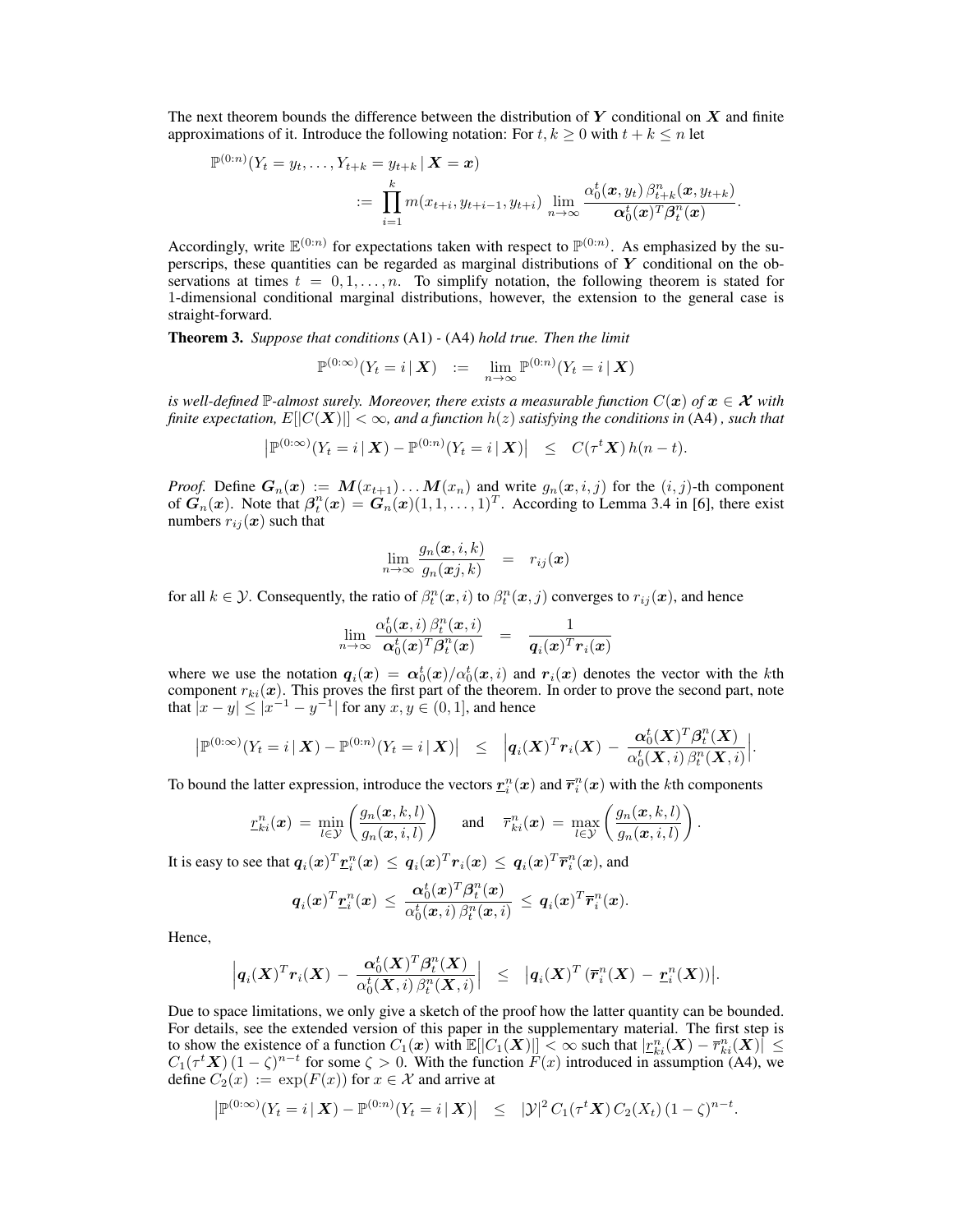The next theorem bounds the difference between the distribution of $\boldsymbol{Y}$ conditional on $\boldsymbol{X}$ and finite approximations of it. Introduce the following notation: For $t, k \geq 0$ with $t + k \leq n$ let

$$
\begin{aligned}
\mathbb{P}^{(0:n)}(Y_t = y_t, \ldots, Y_{t+k} = y_{t+k} \,|\, \boldsymbol{X} = \boldsymbol{x}) \\
:= \prod_{i=1}^{k} m(x_{t+i}, y_{t+i-1}, y_{t+i}) \lim_{n\to\infty} \frac{\alpha_0^t(\boldsymbol{x}, y_t)\, \beta_{t+k}^n(\boldsymbol{x}, y_{t+k})}{\boldsymbol{\alpha}_0^t(\boldsymbol{x})^T \boldsymbol{\beta}_t^n(\boldsymbol{x})}.
\end{aligned}
$$

Accordingly, write $\mathbb{E}^{(0:n)}$ for expectations taken with respect to $\mathbb{P}^{(0:n)}$. As emphasized by the superscrips, these quantities can be regarded as marginal distributions of $\boldsymbol{Y}$ conditional on the observations at times $t = 0, 1, \ldots, n$. To simplify notation, the following theorem is stated for 1-dimensional conditional marginal distributions, however, the extension to the general case is straight-forward.

**Theorem 3.** *Suppose that conditions* (A1) - (A4) *hold true. Then the limit*

$$
\mathbb{P}^{(0:\infty)}(Y_t = i \,|\, \boldsymbol{X}) \quad := \quad \lim_{n\to\infty} \mathbb{P}^{(0:n)}(Y_t = i \,|\, \boldsymbol{X})
$$

*is well-defined* $\mathbb{P}$*-almost surely. Moreover, there exists a measurable function* $C(\boldsymbol{x})$ *of* $\boldsymbol{x} \in \boldsymbol{\mathcal{X}}$ *with finite expectation,* $E[|C(\boldsymbol{X})|] < \infty$*, and a function* $h(z)$ *satisfying the conditions in* (A4)*, such that*

$$
\left|\mathbb{P}^{(0:\infty)}(Y_t = i \,|\, \boldsymbol{X}) - \mathbb{P}^{(0:n)}(Y_t = i \,|\, \boldsymbol{X})\right| \quad \leq \quad C(\tau^t \boldsymbol{X})\, h(n-t).
$$

*Proof.* Define $\boldsymbol{G}_n(\boldsymbol{x}) := \boldsymbol{M}(x_{t+1}) \ldots \boldsymbol{M}(x_n)$ and write $g_n(\boldsymbol{x}, i, j)$ for the $(i,j)$-th component of $\boldsymbol{G}_n(\boldsymbol{x})$. Note that $\boldsymbol{\beta}_t^n(\boldsymbol{x}) = \boldsymbol{G}_n(\boldsymbol{x})(1, 1, \ldots, 1)^T$. According to Lemma 3.4 in [6], there exist numbers $r_{ij}(\boldsymbol{x})$ such that

$$
\lim_{n\to\infty} \frac{g_n(\boldsymbol{x}, i, k)}{g_n(\boldsymbol{x} j, k)} \quad = \quad r_{ij}(\boldsymbol{x})
$$

for all $k \in \mathcal{Y}$. Consequently, the ratio of $\beta_t^n(\boldsymbol{x}, i)$ to $\beta_t^n(\boldsymbol{x}, j)$ converges to $r_{ij}(\boldsymbol{x})$, and hence

$$
\lim_{n\to\infty} \frac{\alpha_0^t(\boldsymbol{x}, i)\, \beta_t^n(\boldsymbol{x}, i)}{\boldsymbol{\alpha}_0^t(\boldsymbol{x})^T \boldsymbol{\beta}_t^n(\boldsymbol{x})} \quad = \quad \frac{1}{\boldsymbol{q}_i(\boldsymbol{x})^T \boldsymbol{r}_i(\boldsymbol{x})}
$$

where we use the notation $\boldsymbol{q}_i(\boldsymbol{x}) = \boldsymbol{\alpha}_0^t(\boldsymbol{x})/\alpha_0^t(\boldsymbol{x}, i)$ and $\boldsymbol{r}_i(\boldsymbol{x})$ denotes the vector with the $k$th component $r_{ki}(\boldsymbol{x})$. This proves the first part of the theorem. In order to prove the second part, note that $|x - y| \leq |x^{-1} - y^{-1}|$ for any $x, y \in (0, 1]$, and hence

$$
\left|\mathbb{P}^{(0:\infty)}(Y_t = i \,|\, \boldsymbol{X}) - \mathbb{P}^{(0:n)}(Y_t = i \,|\, \boldsymbol{X})\right| \quad \leq \quad \left|\boldsymbol{q}_i(\boldsymbol{X})^T \boldsymbol{r}_i(\boldsymbol{X}) \,-\, \frac{\boldsymbol{\alpha}_0^t(\boldsymbol{X})^T \boldsymbol{\beta}_t^n(\boldsymbol{X})}{\alpha_0^t(\boldsymbol{X}, i)\, \beta_t^n(\boldsymbol{X}, i)}\right|.
$$

To bound the latter expression, introduce the vectors $\underline{\boldsymbol{r}}_i^n(\boldsymbol{x})$ and $\overline{\boldsymbol{r}}_i^n(\boldsymbol{x})$ with the $k$th components

$$
\underline{r}_{ki}^n(\boldsymbol{x}) \,=\, \min_{l\in\mathcal{Y}} \left(\frac{g_n(\boldsymbol{x}, k, l)}{g_n(\boldsymbol{x}, i, l)}\right) \quad \text{and} \quad \overline{r}_{ki}^n(\boldsymbol{x}) \,=\, \max_{l\in\mathcal{Y}} \left(\frac{g_n(\boldsymbol{x}, k, l)}{g_n(\boldsymbol{x}, i, l)}\right).
$$

It is easy to see that $\boldsymbol{q}_i(\boldsymbol{x})^T \underline{\boldsymbol{r}}_i^n(\boldsymbol{x}) \,\leq\, \boldsymbol{q}_i(\boldsymbol{x})^T \boldsymbol{r}_i(\boldsymbol{x}) \,\leq\, \boldsymbol{q}_i(\boldsymbol{x})^T \overline{\boldsymbol{r}}_i^n(\boldsymbol{x})$, and

$$
\boldsymbol{q}_i(\boldsymbol{x})^T \underline{\boldsymbol{r}}_i^n(\boldsymbol{x}) \,\leq\, \frac{\boldsymbol{\alpha}_0^t(\boldsymbol{x})^T \boldsymbol{\beta}_t^n(\boldsymbol{x})}{\alpha_0^t(\boldsymbol{x}, i)\, \beta_t^n(\boldsymbol{x}, i)} \,\leq\, \boldsymbol{q}_i(\boldsymbol{x})^T \overline{\boldsymbol{r}}_i^n(\boldsymbol{x}).
$$

Hence,

$$
\left|\boldsymbol{q}_i(\boldsymbol{X})^T \boldsymbol{r}_i(\boldsymbol{X}) \,-\, \frac{\boldsymbol{\alpha}_0^t(\boldsymbol{X})^T \boldsymbol{\beta}_t^n(\boldsymbol{X})}{\alpha_0^t(\boldsymbol{X}, i)\, \beta_t^n(\boldsymbol{X}, i)}\right| \quad \leq \quad \left|\boldsymbol{q}_i(\boldsymbol{X})^T \left(\overline{\boldsymbol{r}}_i^n(\boldsymbol{X}) \,-\, \underline{\boldsymbol{r}}_i^n(\boldsymbol{X})\right)\right|.
$$

Due to space limitations, we only give a sketch of the proof how the latter quantity can be bounded. For details, see the extended version of this paper in the supplementary material. The first step is to show the existence of a function $C_1(\boldsymbol{x})$ with $\mathbb{E}[|C_1(\boldsymbol{X})|] < \infty$ such that $|\underline{r}_{ki}^n(\boldsymbol{X}) - \overline{r}_{ki}^n(\boldsymbol{X})| \leq C_1(\tau^t \boldsymbol{X})\,(1 - \zeta)^{n-t}$ for some $\zeta > 0$. With the function $F(x)$ introduced in assumption (A4), we define $C_2(x) := \exp(F(x))$ for $x \in \mathcal{X}$ and arrive at

$$
\left|\mathbb{P}^{(0:\infty)}(Y_t = i \,|\, \boldsymbol{X}) - \mathbb{P}^{(0:n)}(Y_t = i \,|\, \boldsymbol{X})\right| \quad \leq \quad |\mathcal{Y}|^2\, C_1(\tau^t \boldsymbol{X})\, C_2(X_t)\, (1 - \zeta)^{n-t}.
$$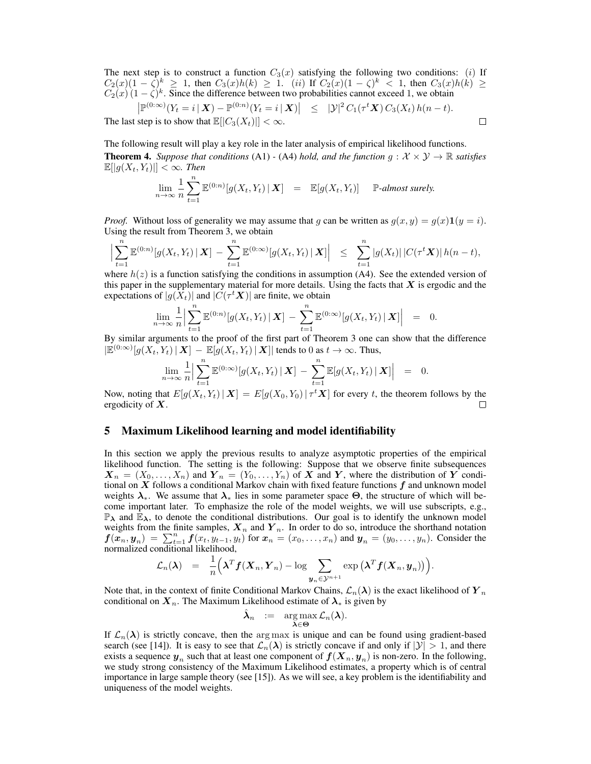The next step is to construct a function $C_3(x)$ satisfying the following two conditions: $(i)$ If $C_2(x)(1-\zeta)^k \geq 1$, then $C_3(x)h(k) \geq 1$. $(ii)$ If $C_2(x)(1-\zeta)^k < 1$, then $C_3(x)h(k) \geq C_2(x)\,(1-\zeta)^k$. Since the difference between two probabilities cannot exceed 1, we obtain

$$\left|\mathbb{P}^{(0:\infty)}(Y_t = i \,|\, \boldsymbol{X}) - \mathbb{P}^{(0:n)}(Y_t = i \,|\, \boldsymbol{X})\right| \quad \leq \quad |\mathcal{Y}|^2\, C_1(\tau^t \boldsymbol{X})\, C_3(X_t)\, h(n-t).$$

The last step is to show that $\mathbb{E}[|C_3(X_t)|] < \infty$. $\square$

The following result will play a key role in the later analysis of empirical likelihood functions.

**Theorem 4.** *Suppose that conditions* (A1) - (A4) *hold, and the function* $g : \mathcal{X} \times \mathcal{Y} \to \mathbb{R}$ *satisfies* $\mathbb{E}[|g(X_t, Y_t)|] < \infty$. *Then*

$$\lim_{n\to\infty} \frac{1}{n} \sum_{t=1}^{n} \mathbb{E}^{(0:n)}[g(X_t, Y_t) \,|\, \boldsymbol{X}] \quad = \quad \mathbb{E}[g(X_t, Y_t)] \qquad \mathbb{P}\text{-almost surely.}$$

*Proof.* Without loss of generality we may assume that $g$ can be written as $g(x, y) = g(x)\mathbf{1}(y = i)$. Using the result from Theorem 3, we obtain

$$\Big|\sum_{t=1}^{n} \mathbb{E}^{(0:n)}[g(X_t, Y_t) \,|\, \boldsymbol{X}] \,-\, \sum_{t=1}^{n} \mathbb{E}^{(0:\infty)}[g(X_t, Y_t) \,|\, \boldsymbol{X}]\Big| \quad \leq \quad \sum_{t=1}^{n} |g(X_t)|\, |C(\tau^t \boldsymbol{X})|\, h(n-t),$$

where $h(z)$ is a function satisfying the conditions in assumption (A4). See the extended version of this paper in the supplementary material for more details. Using the facts that $\boldsymbol{X}$ is ergodic and the expectations of $|g(X_t)|$ and $|C(\tau^t \boldsymbol{X})|$ are finite, we obtain

$$\lim_{n\to\infty} \frac{1}{n} \Big|\sum_{t=1}^{n} \mathbb{E}^{(0:n)}[g(X_t, Y_t) \,|\, \boldsymbol{X}] \,-\, \sum_{t=1}^{n} \mathbb{E}^{(0:\infty)}[g(X_t, Y_t) \,|\, \boldsymbol{X}]\Big| \quad = \quad 0.$$

By similar arguments to the proof of the first part of Theorem 3 one can show that the difference $|\mathbb{E}^{(0:\infty)}[g(X_t, Y_t) \,|\, \boldsymbol{X}] \,-\, \mathbb{E}[g(X_t, Y_t) \,|\, \boldsymbol{X}]|$ tends to 0 as $t \to \infty$. Thus,

$$\lim_{n\to\infty} \frac{1}{n} \Big|\sum_{t=1}^{n} \mathbb{E}^{(0:\infty)}[g(X_t, Y_t) \,|\, \boldsymbol{X}] \,-\, \sum_{t=1}^{n} \mathbb{E}[g(X_t, Y_t) \,|\, \boldsymbol{X}]\Big| \quad = \quad 0.$$

Now, noting that $E[g(X_t, Y_t) \,|\, \boldsymbol{X}] = E[g(X_0, Y_0) \,|\, \tau^t \boldsymbol{X}]$ for every $t$, the theorem follows by the ergodicity of $\boldsymbol{X}$. $\square$

## 5 Maximum Likelihood learning and model identifiability

In this section we apply the previous results to analyze asymptotic properties of the empirical likelihood function. The setting is the following: Suppose that we observe finite subsequences $\boldsymbol{X}_n = (X_0, \ldots, X_n)$ and $\boldsymbol{Y}_n = (Y_0, \ldots, Y_n)$ of $\boldsymbol{X}$ and $\boldsymbol{Y}$, where the distribution of $\boldsymbol{Y}$ conditional on $\boldsymbol{X}$ follows a conditional Markov chain with fixed feature functions $\boldsymbol{f}$ and unknown model weights $\boldsymbol{\lambda}_*$. We assume that $\boldsymbol{\lambda}_*$ lies in some parameter space $\boldsymbol{\Theta}$, the structure of which will become important later. To emphasize the role of the model weights, we will use subscripts, e.g., $\mathbb{P}_{\boldsymbol{\lambda}}$ and $\mathbb{E}_{\boldsymbol{\lambda}}$, to denote the conditional distributions. Our goal is to identify the unknown model weights from the finite samples, $\boldsymbol{X}_n$ and $\boldsymbol{Y}_n$. In order to do so, introduce the shorthand notation $\boldsymbol{f}(\boldsymbol{x}_n, \boldsymbol{y}_n) = \sum_{t=1}^{n} \boldsymbol{f}(x_t, y_{t-1}, y_t)$ for $\boldsymbol{x}_n = (x_0, \ldots, x_n)$ and $\boldsymbol{y}_n = (y_0, \ldots, y_n)$. Consider the normalized conditional likelihood,

$$\mathcal{L}_n(\boldsymbol{\lambda}) \quad = \quad \frac{1}{n}\Big(\boldsymbol{\lambda}^T \boldsymbol{f}(\boldsymbol{X}_n, \boldsymbol{Y}_n) - \log \sum_{\boldsymbol{y}_n \in \mathcal{Y}^{n+1}} \exp\left(\boldsymbol{\lambda}^T \boldsymbol{f}(\boldsymbol{X}_n, \boldsymbol{y}_n)\right)\Big).$$

Note that, in the context of finite Conditional Markov Chains, $\mathcal{L}_n(\boldsymbol{\lambda})$ is the exact likelihood of $\boldsymbol{Y}_n$ conditional on $\boldsymbol{X}_n$. The Maximum Likelihood estimate of $\boldsymbol{\lambda}_*$ is given by

$$\hat{\boldsymbol{\lambda}}_n \quad := \quad \underset{\boldsymbol{\lambda} \in \boldsymbol{\Theta}}{\arg\max}\, \mathcal{L}_n(\boldsymbol{\lambda}).$$

If $\mathcal{L}_n(\boldsymbol{\lambda})$ is strictly concave, then the $\arg\max$ is unique and can be found using gradient-based search (see [14]). It is easy to see that $\mathcal{L}_n(\boldsymbol{\lambda})$ is strictly concave if and only if $|\mathcal{Y}| > 1$, and there exists a sequence $\boldsymbol{y}_n$ such that at least one component of $\boldsymbol{f}(\boldsymbol{X}_n, \boldsymbol{y}_n)$ is non-zero. In the following, we study strong consistency of the Maximum Likelihood estimates, a property which is of central importance in large sample theory (see [15]). As we will see, a key problem is the identifiability and uniqueness of the model weights.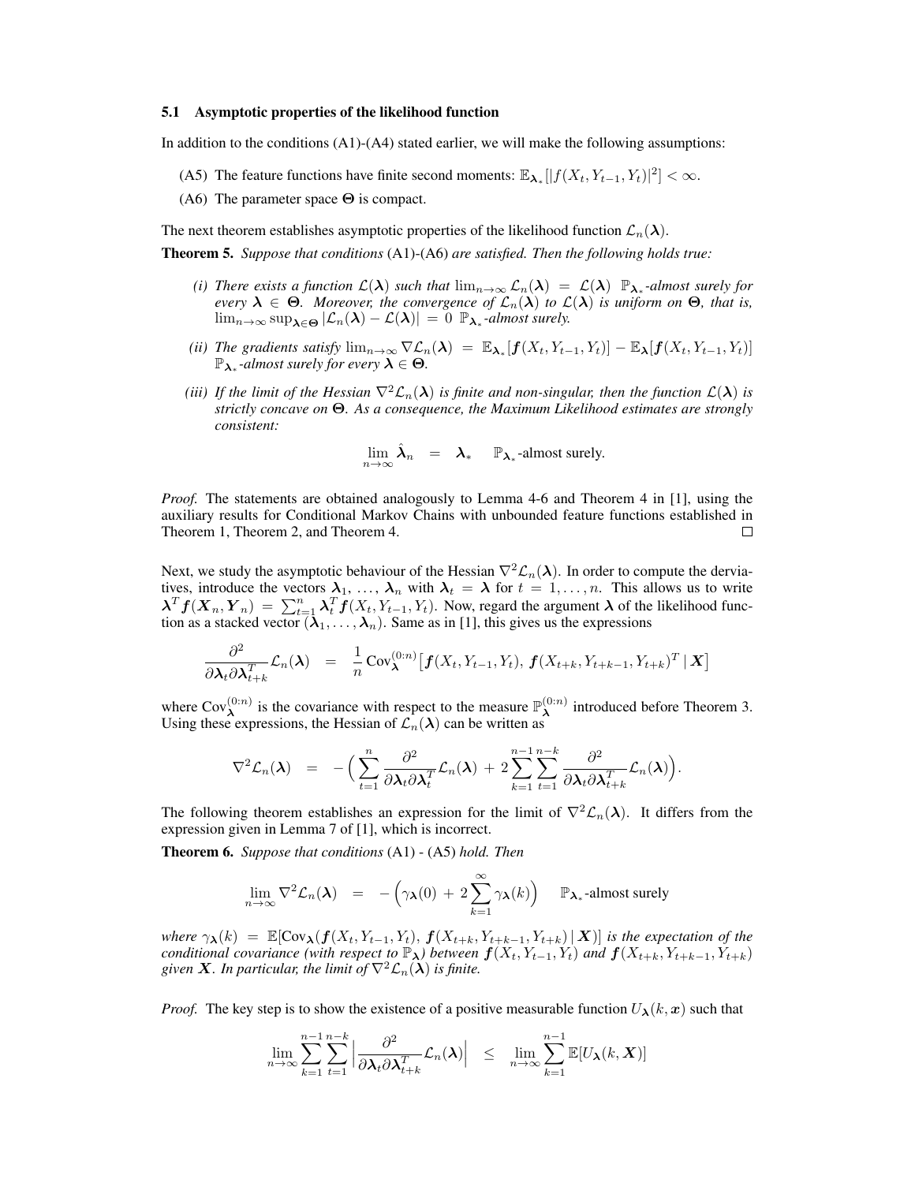### 5.1 Asymptotic properties of the likelihood function

In addition to the conditions (A1)-(A4) stated earlier, we will make the following assumptions:

- (A5) The feature functions have finite second moments: $\mathbb{E}_{\boldsymbol{\lambda}_*}[|f(X_t, Y_{t-1}, Y_t)|^2] < \infty$.
- (A6) The parameter space $\boldsymbol{\Theta}$ is compact.

The next theorem establishes asymptotic properties of the likelihood function $\mathcal{L}_n(\boldsymbol{\lambda})$.

**Theorem 5.** *Suppose that conditions* (A1)-(A6) *are satisfied. Then the following holds true:*

*(i) There exists a function $\mathcal{L}(\boldsymbol{\lambda})$ such that $\lim_{n\to\infty} \mathcal{L}_n(\boldsymbol{\lambda}) = \mathcal{L}(\boldsymbol{\lambda})$ $\mathbb{P}_{\boldsymbol{\lambda}_*}$-almost surely for every $\boldsymbol{\lambda} \in \boldsymbol{\Theta}$. Moreover, the convergence of $\mathcal{L}_n(\boldsymbol{\lambda})$ to $\mathcal{L}(\boldsymbol{\lambda})$ is uniform on $\boldsymbol{\Theta}$, that is, $\lim_{n\to\infty} \sup_{\boldsymbol{\lambda}\in\boldsymbol{\Theta}} |\mathcal{L}_n(\boldsymbol{\lambda}) - \mathcal{L}(\boldsymbol{\lambda})| = 0$ $\mathbb{P}_{\boldsymbol{\lambda}_*}$-almost surely.*

*(ii) The gradients satisfy $\lim_{n\to\infty} \nabla\mathcal{L}_n(\boldsymbol{\lambda}) = \mathbb{E}_{\boldsymbol{\lambda}_*}[\boldsymbol{f}(X_t, Y_{t-1}, Y_t)] - \mathbb{E}_{\boldsymbol{\lambda}}[\boldsymbol{f}(X_t, Y_{t-1}, Y_t)]$ $\mathbb{P}_{\boldsymbol{\lambda}_*}$-almost surely for every $\boldsymbol{\lambda} \in \boldsymbol{\Theta}$.*

*(iii) If the limit of the Hessian $\nabla^2\mathcal{L}_n(\boldsymbol{\lambda})$ is finite and non-singular, then the function $\mathcal{L}(\boldsymbol{\lambda})$ is strictly concave on $\boldsymbol{\Theta}$. As a consequence, the Maximum Likelihood estimates are strongly consistent:*

$$\lim_{n\to\infty} \hat{\boldsymbol{\lambda}}_n = \boldsymbol{\lambda}_* \quad \mathbb{P}_{\boldsymbol{\lambda}_*}\text{-almost surely.}$$

*Proof.* The statements are obtained analogously to Lemma 4-6 and Theorem 4 in [1], using the auxiliary results for Conditional Markov Chains with unbounded feature functions established in Theorem 1, Theorem 2, and Theorem 4. □

Next, we study the asymptotic behaviour of the Hessian $\nabla^2\mathcal{L}_n(\boldsymbol{\lambda})$. In order to compute the dervia-tives, introduce the vectors $\boldsymbol{\lambda}_1, \ldots, \boldsymbol{\lambda}_n$ with $\boldsymbol{\lambda}_t = \boldsymbol{\lambda}$ for $t = 1, \ldots, n$. This allows us to write $\boldsymbol{\lambda}^T \boldsymbol{f}(\boldsymbol{X}_n, \boldsymbol{Y}_n) = \sum_{t=1}^n \boldsymbol{\lambda}_t^T \boldsymbol{f}(X_t, Y_{t-1}, Y_t)$. Now, regard the argument $\boldsymbol{\lambda}$ of the likelihood function as a stacked vector $(\boldsymbol{\lambda}_1, \ldots, \boldsymbol{\lambda}_n)$. Same as in [1], this gives us the expressions

$$\frac{\partial^2}{\partial\boldsymbol{\lambda}_t \partial\boldsymbol{\lambda}_{t+k}^T}\mathcal{L}_n(\boldsymbol{\lambda}) = \frac{1}{n}\,\mathrm{Cov}_{\boldsymbol{\lambda}}^{(0:n)}\big[\boldsymbol{f}(X_t, Y_{t-1}, Y_t),\, \boldsymbol{f}(X_{t+k}, Y_{t+k-1}, Y_{t+k})^T \mid \boldsymbol{X}\big]$$

where $\mathrm{Cov}_{\boldsymbol{\lambda}}^{(0:n)}$ is the covariance with respect to the measure $\mathbb{P}_{\boldsymbol{\lambda}}^{(0:n)}$ introduced before Theorem 3. Using these expressions, the Hessian of $\mathcal{L}_n(\boldsymbol{\lambda})$ can be written as

$$\nabla^2\mathcal{L}_n(\boldsymbol{\lambda}) = -\Big(\sum_{t=1}^n \frac{\partial^2}{\partial\boldsymbol{\lambda}_t \partial\boldsymbol{\lambda}_t^T}\mathcal{L}_n(\boldsymbol{\lambda}) + 2\sum_{k=1}^{n-1}\sum_{t=1}^{n-k} \frac{\partial^2}{\partial\boldsymbol{\lambda}_t \partial\boldsymbol{\lambda}_{t+k}^T}\mathcal{L}_n(\boldsymbol{\lambda})\Big).$$

The following theorem establishes an expression for the limit of $\nabla^2\mathcal{L}_n(\boldsymbol{\lambda})$. It differs from the expression given in Lemma 7 of [1], which is incorrect.

**Theorem 6.** *Suppose that conditions* (A1) - (A5) *hold. Then*

$$\lim_{n\to\infty} \nabla^2\mathcal{L}_n(\boldsymbol{\lambda}) = -\Big(\gamma_{\boldsymbol{\lambda}}(0) + 2\sum_{k=1}^{\infty}\gamma_{\boldsymbol{\lambda}}(k)\Big) \quad \mathbb{P}_{\boldsymbol{\lambda}_*}\text{-almost surely}$$

*where $\gamma_{\boldsymbol{\lambda}}(k) = \mathbb{E}[\mathrm{Cov}_{\boldsymbol{\lambda}}(\boldsymbol{f}(X_t, Y_{t-1}, Y_t),\, \boldsymbol{f}(X_{t+k}, Y_{t+k-1}, Y_{t+k}) \,|\, \boldsymbol{X})]$ is the expectation of the conditional covariance (with respect to $\mathbb{P}_{\boldsymbol{\lambda}}$) between $\boldsymbol{f}(X_t, Y_{t-1}, Y_t)$ and $\boldsymbol{f}(X_{t+k}, Y_{t+k-1}, Y_{t+k})$ given $\boldsymbol{X}$. In particular, the limit of $\nabla^2\mathcal{L}_n(\boldsymbol{\lambda})$ is finite.*

*Proof.* The key step is to show the existence of a positive measurable function $U_{\boldsymbol{\lambda}}(k, \boldsymbol{x})$ such that

$$\lim_{n\to\infty}\sum_{k=1}^{n-1}\sum_{t=1}^{n-k}\Big|\frac{\partial^2}{\partial\boldsymbol{\lambda}_t \partial\boldsymbol{\lambda}_{t+k}^T}\mathcal{L}_n(\boldsymbol{\lambda})\Big| \le \lim_{n\to\infty}\sum_{k=1}^{n-1}\mathbb{E}[U_{\boldsymbol{\lambda}}(k, \boldsymbol{X})]$$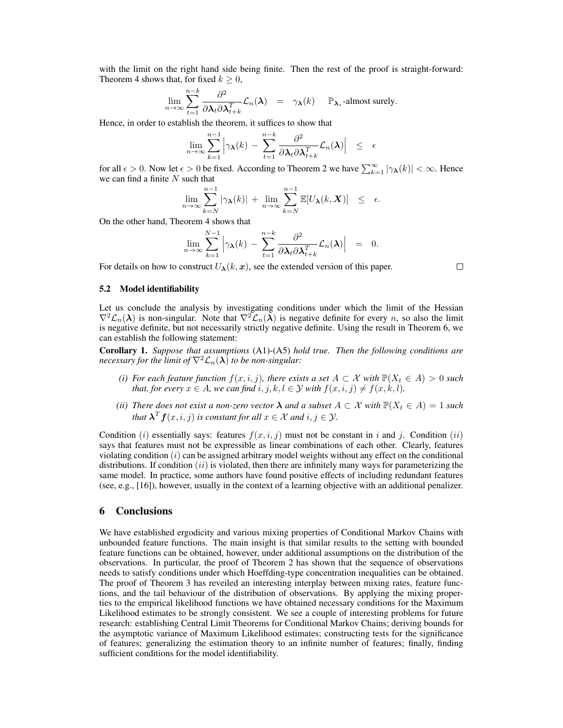with the limit on the right hand side being finite. Then the rest of the proof is straight-forward: Theorem 4 shows that, for fixed $k \geq 0$,

$$\lim_{n\to\infty} \sum_{t=1}^{n-k} \frac{\partial^2}{\partial \boldsymbol{\lambda}_t \partial \boldsymbol{\lambda}_{t+k}^T} \mathcal{L}_n(\boldsymbol{\lambda}) \quad = \quad \gamma_{\boldsymbol{\lambda}}(k) \qquad \mathbb{P}_{\boldsymbol{\lambda}_*}\text{-almost surely.}$$

Hence, in order to establish the theorem, it suffices to show that

$$\lim_{n\to\infty} \sum_{k=1}^{n-1} \Big| \gamma_{\boldsymbol{\lambda}}(k) \,-\, \sum_{t=1}^{n-k} \frac{\partial^2}{\partial \boldsymbol{\lambda}_t \partial \boldsymbol{\lambda}_{t+k}^T} \mathcal{L}_n(\boldsymbol{\lambda}) \Big| \quad \leq \quad \epsilon$$

for all $\epsilon > 0$. Now let $\epsilon > 0$ be fixed. According to Theorem 2 we have $\sum_{k=1}^{\infty} |\gamma_{\boldsymbol{\lambda}}(k)| < \infty$. Hence we can find a finite $N$ such that

$$\lim_{n\to\infty} \sum_{k=N}^{n-1} |\gamma_{\boldsymbol{\lambda}}(k)| \,+\, \lim_{n\to\infty} \sum_{k=N}^{n-1} \mathbb{E}[U_{\boldsymbol{\lambda}}(k, \boldsymbol{X})] \quad \leq \quad \epsilon.$$

On the other hand, Theorem 4 shows that

$$\lim_{n\to\infty} \sum_{k=1}^{N-1} \Big| \gamma_{\boldsymbol{\lambda}}(k) \,-\, \sum_{t=1}^{n-k} \frac{\partial^2}{\partial \boldsymbol{\lambda}_t \partial \boldsymbol{\lambda}_{t+k}^T} \mathcal{L}_n(\boldsymbol{\lambda}) \Big| \quad = \quad 0.$$

For details on how to construct $U_{\boldsymbol{\lambda}}(k, \boldsymbol{x})$, see the extended version of this paper. □

### 5.2 Model identifiability

Let us conclude the analysis by investigating conditions under which the limit of the Hessian $\nabla^2 \mathcal{L}_n(\boldsymbol{\lambda})$ is non-singular. Note that $\nabla^2 \mathcal{L}_n(\boldsymbol{\lambda})$ is negative definite for every $n$, so also the limit is negative definite, but not necessarily strictly negative definite. Using the result in Theorem 6, we can establish the following statement:

**Corollary 1.** *Suppose that assumptions* (A1)-(A5) *hold true. Then the following conditions are necessary for the limit of $\nabla^2 \mathcal{L}_n(\boldsymbol{\lambda})$ to be non-singular:*

- *(i) For each feature function $f(x, i, j)$, there exists a set $A \subset \mathcal{X}$ with $\mathbb{P}(X_t \in A) > 0$ such that, for every $x \in A$, we can find $i, j, k, l \in \mathcal{Y}$ with $f(x, i, j) \neq f(x, k, l)$.*
- *(ii) There does not exist a non-zero vector $\boldsymbol{\lambda}$ and a subset $A \subset \mathcal{X}$ with $\mathbb{P}(X_t \in A) = 1$ such that $\boldsymbol{\lambda}^T \boldsymbol{f}(x, i, j)$ is constant for all $x \in \mathcal{X}$ and $i, j \in \mathcal{Y}$.*

Condition $(i)$ essentially says: features $f(x, i, j)$ must not be constant in $i$ and $j$. Condition $(ii)$ says that features must not be expressible as linear combinations of each other. Clearly, features violating condition $(i)$ can be assigned arbitrary model weights without any effect on the conditional distributions. If condition $(ii)$ is violated, then there are infinitely many ways for parameterizing the same model. In practice, some authors have found positive effects of including redundant features (see, e.g., [16]), however, usually in the context of a learning objective with an additional penalizer.

## 6 Conclusions

We have established ergodicity and various mixing properties of Conditional Markov Chains with unbounded feature functions. The main insight is that similar results to the setting with bounded feature functions can be obtained, however, under additional assumptions on the distribution of the observations. In particular, the proof of Theorem 2 has shown that the sequence of observations needs to satisfy conditions under which Hoeffding-type concentration inequalities can be obtained. The proof of Theorem 3 has reveiled an interesting interplay between mixing rates, feature functions, and the tail behaviour of the distribution of observations. By applying the mixing properties to the empirical likelihood functions we have obtained necessary conditions for the Maximum Likelihood estimates to be strongly consistent. We see a couple of interesting problems for future research: establishing Central Limit Theorems for Conditional Markov Chains; deriving bounds for the asymptotic variance of Maximum Likelihood estimates; constructing tests for the significance of features; generalizing the estimation theory to an infinite number of features; finally, finding sufficient conditions for the model identifiability.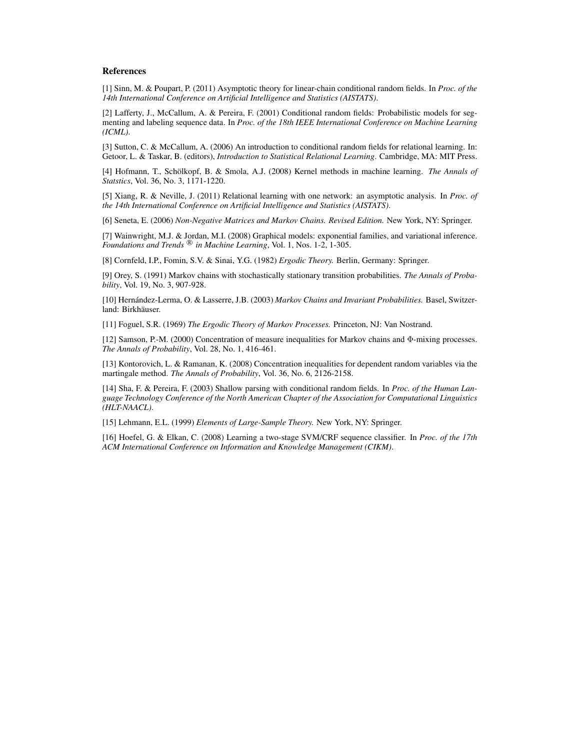## References

[1] Sinn, M. & Poupart, P. (2011) Asymptotic theory for linear-chain conditional random fields. In *Proc. of the 14th International Conference on Artificial Intelligence and Statistics (AISTATS)*.

[2] Lafferty, J., McCallum, A. & Pereira, F. (2001) Conditional random fields: Probabilistic models for segmenting and labeling sequence data. In *Proc. of the 18th IEEE International Conference on Machine Learning (ICML)*.

[3] Sutton, C. & McCallum, A. (2006) An introduction to conditional random fields for relational learning. In: Getoor, L. & Taskar, B. (editors), *Introduction to Statistical Relational Learning*. Cambridge, MA: MIT Press.

[4] Hofmann, T., Schölkopf, B. & Smola, A.J. (2008) Kernel methods in machine learning. *The Annals of Statstics*, Vol. 36, No. 3, 1171-1220.

[5] Xiang, R. & Neville, J. (2011) Relational learning with one network: an asymptotic analysis. In *Proc. of the 14th International Conference on Artificial Intelligence and Statistics (AISTATS)*.

[6] Seneta, E. (2006) *Non-Negative Matrices and Markov Chains. Revised Edition.* New York, NY: Springer.

[7] Wainwright, M.J. & Jordan, M.I. (2008) Graphical models: exponential families, and variational inference. *Foundations and Trends ® in Machine Learning*, Vol. 1, Nos. 1-2, 1-305.

[8] Cornfeld, I.P., Fomin, S.V. & Sinai, Y.G. (1982) *Ergodic Theory.* Berlin, Germany: Springer.

[9] Orey, S. (1991) Markov chains with stochastically stationary transition probabilities. *The Annals of Probability*, Vol. 19, No. 3, 907-928.

[10] Hernández-Lerma, O. & Lasserre, J.B. (2003) *Markov Chains and Invariant Probabilities.* Basel, Switzerland: Birkhäuser.

[11] Foguel, S.R. (1969) *The Ergodic Theory of Markov Processes.* Princeton, NJ: Van Nostrand.

[12] Samson, P.-M. (2000) Concentration of measure inequalities for Markov chains and $\Phi$-mixing processes. *The Annals of Probability*, Vol. 28, No. 1, 416-461.

[13] Kontorovich, L. & Ramanan, K. (2008) Concentration inequalities for dependent random variables via the martingale method. *The Annals of Probability*, Vol. 36, No. 6, 2126-2158.

[14] Sha, F. & Pereira, F. (2003) Shallow parsing with conditional random fields. In *Proc. of the Human Language Technology Conference of the North American Chapter of the Association for Computational Linguistics (HLT-NAACL)*.

[15] Lehmann, E.L. (1999) *Elements of Large-Sample Theory.* New York, NY: Springer.

[16] Hoefel, G. & Elkan, C. (2008) Learning a two-stage SVM/CRF sequence classifier. In *Proc. of the 17th ACM International Conference on Information and Knowledge Management (CIKM)*.